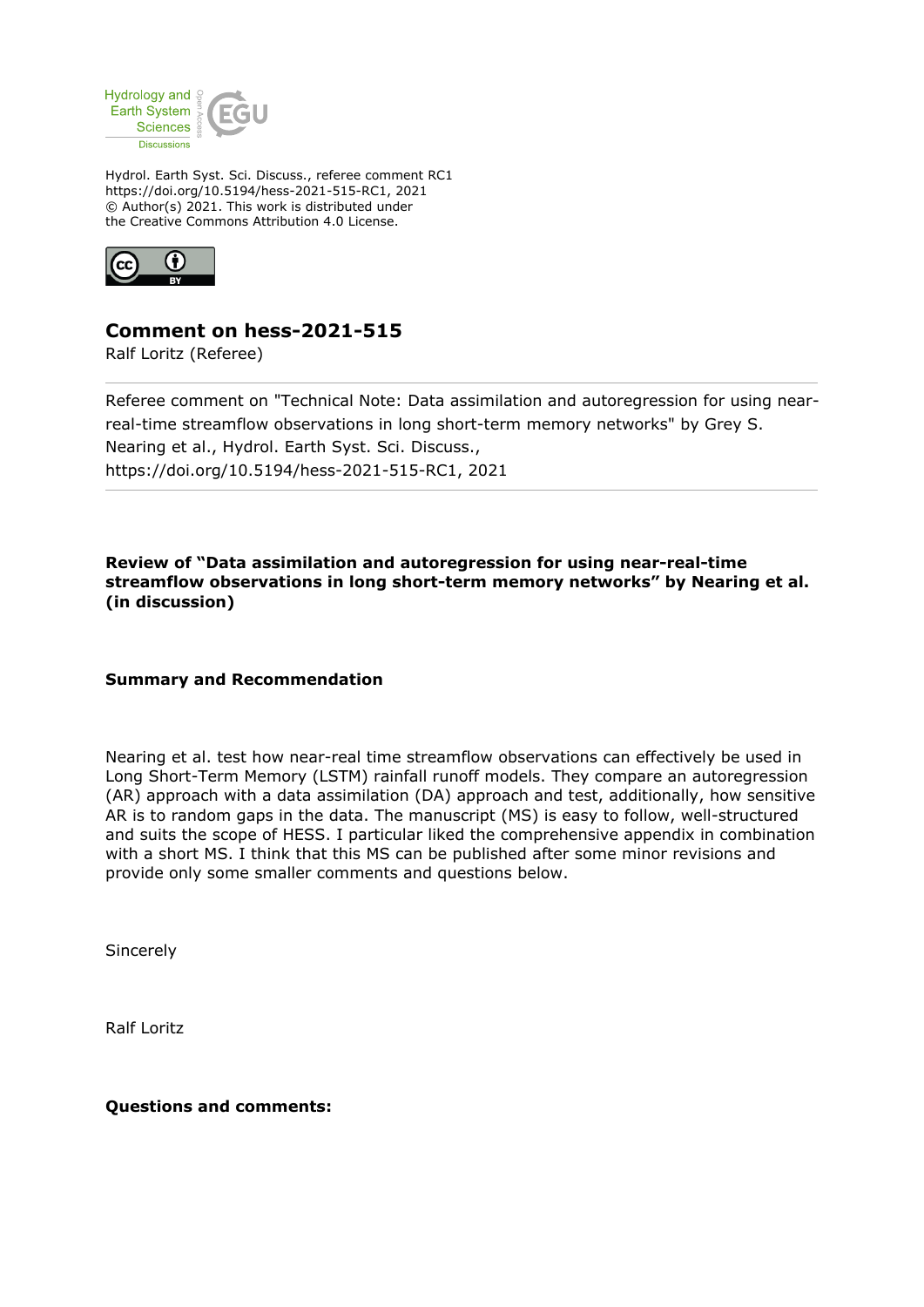Hydrology and Earth System Sciences Discussions

Hydrol. Earth Syst. Sci. Discuss., referee comment RC1
https://doi.org/10.5194/hess-2021-515-RC1, 2021
© Author(s) 2021. This work is distributed under
the Creative Commons Attribution 4.0 License.

## Comment on hess-2021-515

Ralf Loritz (Referee)

Referee comment on "Technical Note: Data assimilation and autoregression for using near-real-time streamflow observations in long short-term memory networks" by Grey S. Nearing et al., Hydrol. Earth Syst. Sci. Discuss., https://doi.org/10.5194/hess-2021-515-RC1, 2021

**Review of "Data assimilation and autoregression for using near-real-time streamflow observations in long short-term memory networks" by Nearing et al. (in discussion)**

**Summary and Recommendation**

Nearing et al. test how near-real time streamflow observations can effectively be used in Long Short-Term Memory (LSTM) rainfall runoff models. They compare an autoregression (AR) approach with a data assimilation (DA) approach and test, additionally, how sensitive AR is to random gaps in the data. The manuscript (MS) is easy to follow, well-structured and suits the scope of HESS. I particular liked the comprehensive appendix in combination with a short MS. I think that this MS can be published after some minor revisions and provide only some smaller comments and questions below.

Sincerely

Ralf Loritz

**Questions and comments:**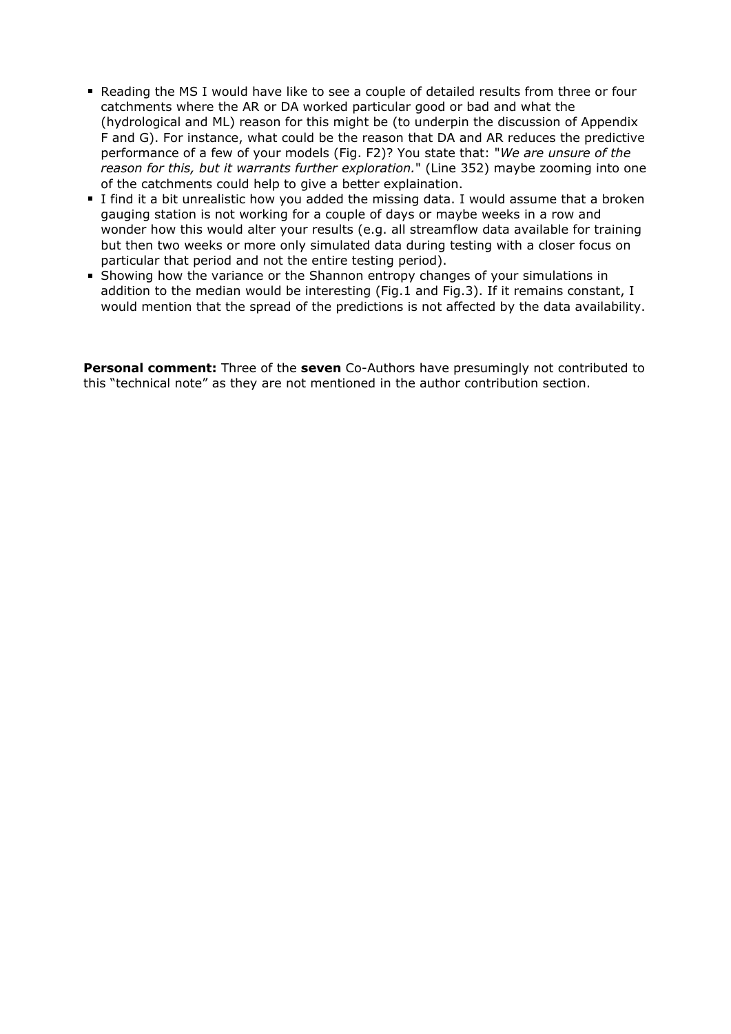- Reading the MS I would have like to see a couple of detailed results from three or four catchments where the AR or DA worked particular good or bad and what the (hydrological and ML) reason for this might be (to underpin the discussion of Appendix F and G). For instance, what could be the reason that DA and AR reduces the predictive performance of a few of your models (Fig. F2)? You state that: "*We are unsure of the reason for this, but it warrants further exploration.*" (Line 352) maybe zooming into one of the catchments could help to give a better explaination.
- I find it a bit unrealistic how you added the missing data. I would assume that a broken gauging station is not working for a couple of days or maybe weeks in a row and wonder how this would alter your results (e.g. all streamflow data available for training but then two weeks or more only simulated data during testing with a closer focus on particular that period and not the entire testing period).
- Showing how the variance or the Shannon entropy changes of your simulations in addition to the median would be interesting (Fig.1 and Fig.3). If it remains constant, I would mention that the spread of the predictions is not affected by the data availability.

**Personal comment:** Three of the **seven** Co-Authors have presumingly not contributed to this "technical note" as they are not mentioned in the author contribution section.